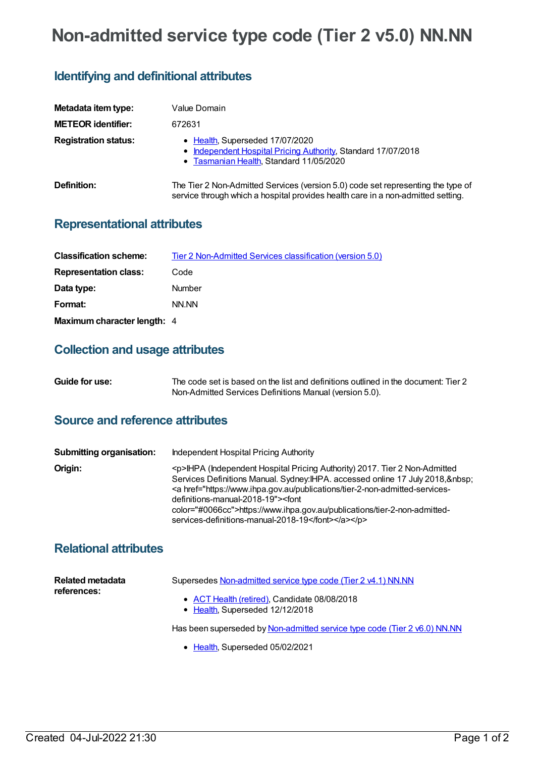# Non-admitted service type code (Tier 2 v5.0) NN.NN

## Identifying and definitional attributes

| | |
|---|---|
| **Metadata item type:** | Value Domain |
| **METEOR identifier:** | 672631 |
| **Registration status:** | • Health, Superseded 17/07/2020<br>• Independent Hospital Pricing Authority, Standard 17/07/2018<br>• Tasmanian Health, Standard 11/05/2020 |
| **Definition:** | The Tier 2 Non-Admitted Services (version 5.0) code set representing the type of service through which a hospital provides health care in a non-admitted setting. |

## Representational attributes

| | |
|---|---|
| **Classification scheme:** | Tier 2 Non-Admitted Services classification (version 5.0) |
| **Representation class:** | Code |
| **Data type:** | Number |
| **Format:** | NN.NN |
| **Maximum character length:** | 4 |

## Collection and usage attributes

| | |
|---|---|
| **Guide for use:** | The code set is based on the list and definitions outlined in the document: Tier 2 Non-Admitted Services Definitions Manual (version 5.0). |

## Source and reference attributes

| | |
|---|---|
| **Submitting organisation:** | Independent Hospital Pricing Authority |
| **Origin:** | <p>IHPA (Independent Hospital Pricing Authority) 2017. Tier 2 Non-Admitted Services Definitions Manual. Sydney:IHPA. accessed online 17 July 2018,&nbsp; <a href="https://www.ihpa.gov.au/publications/tier-2-non-admitted-services-definitions-manual-2018-19"><font color="#0066cc">https://www.ihpa.gov.au/publications/tier-2-non-admitted-services-definitions-manual-2018-19</font></a></p> |

## Relational attributes

**Related metadata references:**

Supersedes Non-admitted service type code (Tier 2 v4.1) NN.NN

- ACT Health (retired), Candidate 08/08/2018
- Health, Superseded 12/12/2018

Has been superseded by Non-admitted service type code (Tier 2 v6.0) NN.NN

- Health, Superseded 05/02/2021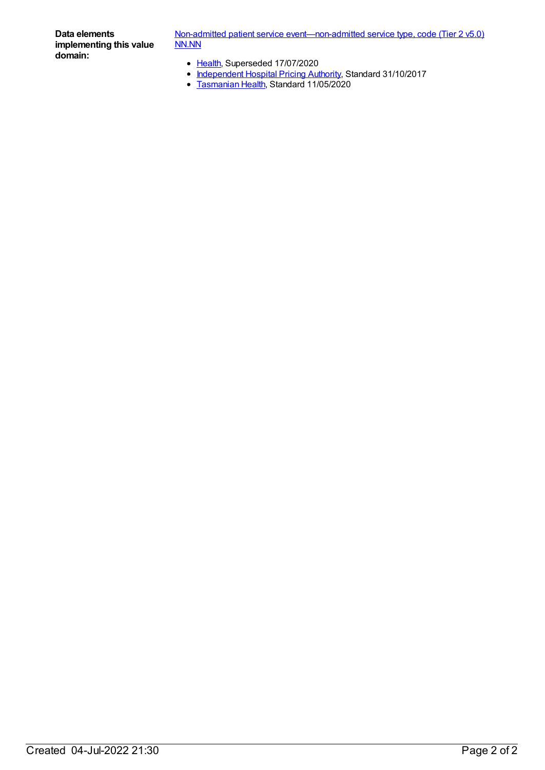**Data elements implementing this value domain:**

Non-admitted patient service event—non-admitted service type, code (Tier 2 v5.0) NN.NN

- Health, Superseded 17/07/2020
- Independent Hospital Pricing Authority, Standard 31/10/2017
- Tasmanian Health, Standard 11/05/2020